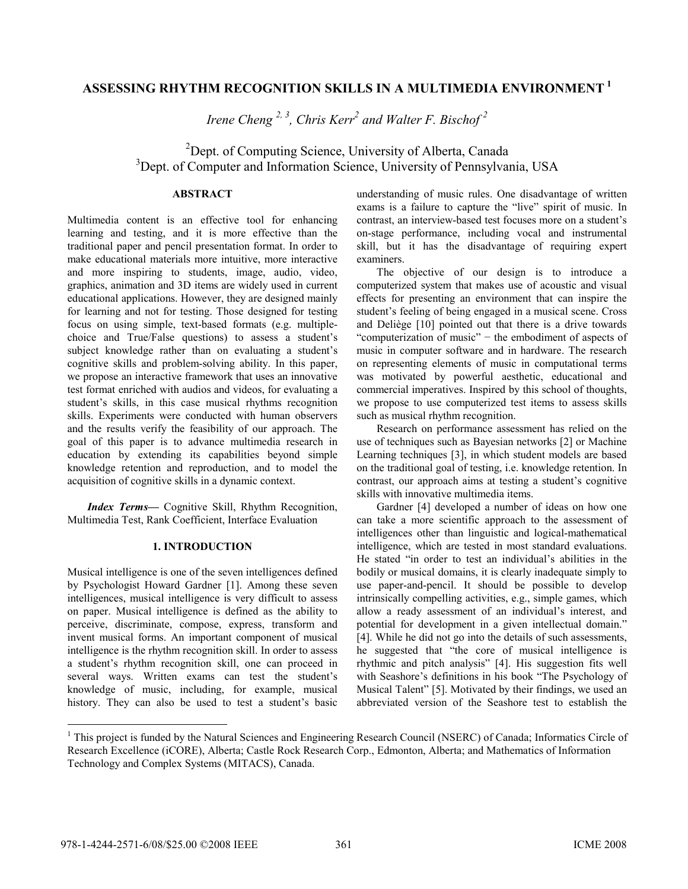# ASSESSING RHYTHM RECOGNITION SKILLS IN A MULTIMEDIA ENVIRONMENT [1]

*Irene Cheng [2, 3], Chris Kerr[2] and Walter F. Bischof [2]*

[2]Dept. of Computing Science, University of Alberta, Canada
[3]Dept. of Computer and Information Science, University of Pennsylvania, USA

## ABSTRACT

Multimedia content is an effective tool for enhancing learning and testing, and it is more effective than the traditional paper and pencil presentation format. In order to make educational materials more intuitive, more interactive and more inspiring to students, image, audio, video, graphics, animation and 3D items are widely used in current educational applications. However, they are designed mainly for learning and not for testing. Those designed for testing focus on using simple, text-based formats (e.g. multiple-choice and True/False questions) to assess a student's subject knowledge rather than on evaluating a student's cognitive skills and problem-solving ability. In this paper, we propose an interactive framework that uses an innovative test format enriched with audios and videos, for evaluating a student's skills, in this case musical rhythms recognition skills. Experiments were conducted with human observers and the results verify the feasibility of our approach. The goal of this paper is to advance multimedia research in education by extending its capabilities beyond simple knowledge retention and reproduction, and to model the acquisition of cognitive skills in a dynamic context.

***Index Terms*—** Cognitive Skill, Rhythm Recognition, Multimedia Test, Rank Coefficient, Interface Evaluation

## 1. INTRODUCTION

Musical intelligence is one of the seven intelligences defined by Psychologist Howard Gardner [1]. Among these seven intelligences, musical intelligence is very difficult to assess on paper. Musical intelligence is defined as the ability to perceive, discriminate, compose, express, transform and invent musical forms. An important component of musical intelligence is the rhythm recognition skill. In order to assess a student's rhythm recognition skill, one can proceed in several ways. Written exams can test the student's knowledge of music, including, for example, musical history. They can also be used to test a student's basic understanding of music rules. One disadvantage of written exams is a failure to capture the "live" spirit of music. In contrast, an interview-based test focuses more on a student's on-stage performance, including vocal and instrumental skill, but it has the disadvantage of requiring expert examiners.

The objective of our design is to introduce a computerized system that makes use of acoustic and visual effects for presenting an environment that can inspire the student's feeling of being engaged in a musical scene. Cross and Deliège [10] pointed out that there is a drive towards "computerization of music" − the embodiment of aspects of music in computer software and in hardware. The research on representing elements of music in computational terms was motivated by powerful aesthetic, educational and commercial imperatives. Inspired by this school of thoughts, we propose to use computerized test items to assess skills such as musical rhythm recognition.

Research on performance assessment has relied on the use of techniques such as Bayesian networks [2] or Machine Learning techniques [3], in which student models are based on the traditional goal of testing, i.e. knowledge retention. In contrast, our approach aims at testing a student's cognitive skills with innovative multimedia items.

Gardner [4] developed a number of ideas on how one can take a more scientific approach to the assessment of intelligences other than linguistic and logical-mathematical intelligence, which are tested in most standard evaluations. He stated "in order to test an individual's abilities in the bodily or musical domains, it is clearly inadequate simply to use paper-and-pencil. It should be possible to develop intrinsically compelling activities, e.g., simple games, which allow a ready assessment of an individual's interest, and potential for development in a given intellectual domain." [4]. While he did not go into the details of such assessments, he suggested that "the core of musical intelligence is rhythmic and pitch analysis" [4]. His suggestion fits well with Seashore's definitions in his book "The Psychology of Musical Talent" [5]. Motivated by their findings, we used an abbreviated version of the Seashore test to establish the

[1] This project is funded by the Natural Sciences and Engineering Research Council (NSERC) of Canada; Informatics Circle of Research Excellence (iCORE), Alberta; Castle Rock Research Corp., Edmonton, Alberta; and Mathematics of Information Technology and Complex Systems (MITACS), Canada.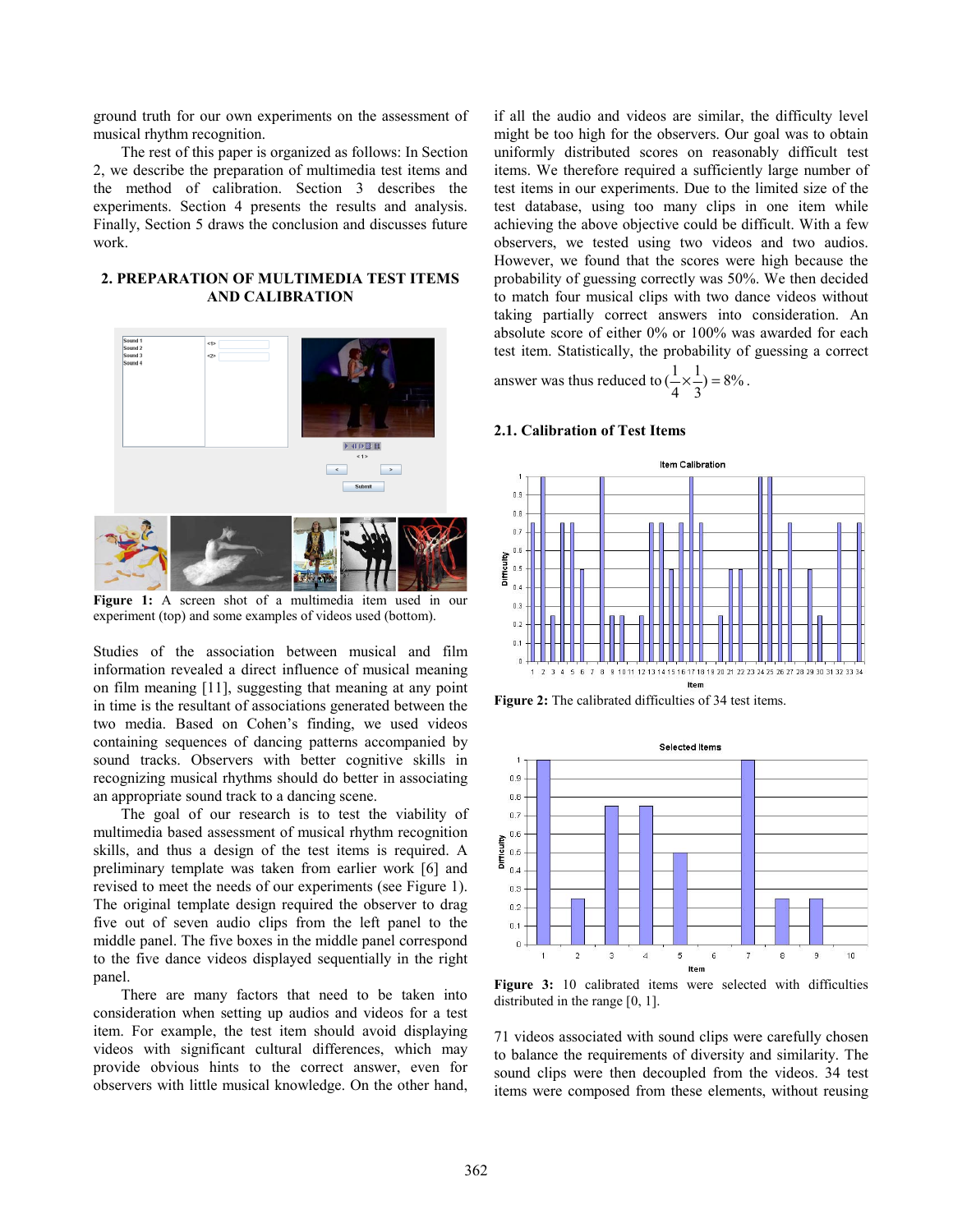ground truth for our own experiments on the assessment of musical rhythm recognition.

The rest of this paper is organized as follows: In Section 2, we describe the preparation of multimedia test items and the method of calibration. Section 3 describes the experiments. Section 4 presents the results and analysis. Finally, Section 5 draws the conclusion and discusses future work.

## 2. PREPARATION OF MULTIMEDIA TEST ITEMS AND CALIBRATION

**Figure 1:** A screen shot of a multimedia item used in our experiment (top) and some examples of videos used (bottom).

Studies of the association between musical and film information revealed a direct influence of musical meaning on film meaning [11], suggesting that meaning at any point in time is the resultant of associations generated between the two media. Based on Cohen's finding, we used videos containing sequences of dancing patterns accompanied by sound tracks. Observers with better cognitive skills in recognizing musical rhythms should do better in associating an appropriate sound track to a dancing scene.

The goal of our research is to test the viability of multimedia based assessment of musical rhythm recognition skills, and thus a design of the test items is required. A preliminary template was taken from earlier work [6] and revised to meet the needs of our experiments (see Figure 1). The original template design required the observer to drag five out of seven audio clips from the left panel to the middle panel. The five boxes in the middle panel correspond to the five dance videos displayed sequentially in the right panel.

There are many factors that need to be taken into consideration when setting up audios and videos for a test item. For example, the test item should avoid displaying videos with significant cultural differences, which may provide obvious hints to the correct answer, even for observers with little musical knowledge. On the other hand, if all the audio and videos are similar, the difficulty level might be too high for the observers. Our goal was to obtain uniformly distributed scores on reasonably difficult test items. We therefore required a sufficiently large number of test items in our experiments. Due to the limited size of the test database, using too many clips in one item while achieving the above objective could be difficult. With a few observers, we tested using two videos and two audios. However, we found that the scores were high because the probability of guessing correctly was 50%. We then decided to match four musical clips with two dance videos without taking partially correct answers into consideration. An absolute score of either 0% or 100% was awarded for each test item. Statistically, the probability of guessing a correct answer was thus reduced to $(\frac{1}{4} \times \frac{1}{3}) = 8\%$.

### 2.1. Calibration of Test Items

Item Calibration

Difficulty

Item

**Figure 2:** The calibrated difficulties of 34 test items.

Selected Items

Difficulty

Item

**Figure 3:** 10 calibrated items were selected with difficulties distributed in the range [0, 1].

71 videos associated with sound clips were carefully chosen to balance the requirements of diversity and similarity. The sound clips were then decoupled from the videos. 34 test items were composed from these elements, without reusing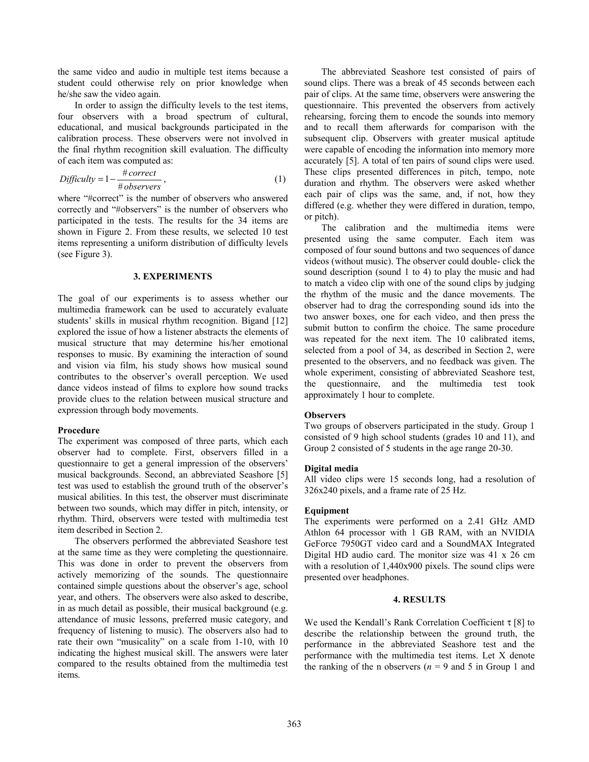the same video and audio in multiple test items because a student could otherwise rely on prior knowledge when he/she saw the video again.

In order to assign the difficulty levels to the test items, four observers with a broad spectrum of cultural, educational, and musical backgrounds participated in the calibration process. These observers were not involved in the final rhythm recognition skill evaluation. The difficulty of each item was computed as:

$$Difficulty = 1 - \frac{\#correct}{\#observers}, \tag{1}$$

where "#correct" is the number of observers who answered correctly and "#observers" is the number of observers who participated in the tests. The results for the 34 items are shown in Figure 2. From these results, we selected 10 test items representing a uniform distribution of difficulty levels (see Figure 3).

## 3. EXPERIMENTS

The goal of our experiments is to assess whether our multimedia framework can be used to accurately evaluate students' skills in musical rhythm recognition. Bigand [12] explored the issue of how a listener abstracts the elements of musical structure that may determine his/her emotional responses to music. By examining the interaction of sound and vision via film, his study shows how musical sound contributes to the observer's overall perception. We used dance videos instead of films to explore how sound tracks provide clues to the relation between musical structure and expression through body movements.

**Procedure**

The experiment was composed of three parts, which each observer had to complete. First, observers filled in a questionnaire to get a general impression of the observers' musical backgrounds. Second, an abbreviated Seashore [5] test was used to establish the ground truth of the observer's musical abilities. In this test, the observer must discriminate between two sounds, which may differ in pitch, intensity, or rhythm. Third, observers were tested with multimedia test item described in Section 2.

The observers performed the abbreviated Seashore test at the same time as they were completing the questionnaire. This was done in order to prevent the observers from actively memorizing of the sounds. The questionnaire contained simple questions about the observer's age, school year, and others. The observers were also asked to describe, in as much detail as possible, their musical background (e.g. attendance of music lessons, preferred music category, and frequency of listening to music). The observers also had to rate their own "musicality" on a scale from 1-10, with 10 indicating the highest musical skill. The answers were later compared to the results obtained from the multimedia test items.

The abbreviated Seashore test consisted of pairs of sound clips. There was a break of 45 seconds between each pair of clips. At the same time, observers were answering the questionnaire. This prevented the observers from actively rehearsing, forcing them to encode the sounds into memory and to recall them afterwards for comparison with the subsequent clip. Observers with greater musical aptitude were capable of encoding the information into memory more accurately [5]. A total of ten pairs of sound clips were used. These clips presented differences in pitch, tempo, note duration and rhythm. The observers were asked whether each pair of clips was the same, and, if not, how they differed (e.g. whether they were differed in duration, tempo, or pitch).

The calibration and the multimedia items were presented using the same computer. Each item was composed of four sound buttons and two sequences of dance videos (without music). The observer could double- click the sound description (sound 1 to 4) to play the music and had to match a video clip with one of the sound clips by judging the rhythm of the music and the dance movements. The observer had to drag the corresponding sound ids into the two answer boxes, one for each video, and then press the submit button to confirm the choice. The same procedure was repeated for the next item. The 10 calibrated items, selected from a pool of 34, as described in Section 2, were presented to the observers, and no feedback was given. The whole experiment, consisting of abbreviated Seashore test, the questionnaire, and the multimedia test took approximately 1 hour to complete.

**Observers**

Two groups of observers participated in the study. Group 1 consisted of 9 high school students (grades 10 and 11), and Group 2 consisted of 5 students in the age range 20-30.

**Digital media**

All video clips were 15 seconds long, had a resolution of 326x240 pixels, and a frame rate of 25 Hz.

**Equipment**

The experiments were performed on a 2.41 GHz AMD Athlon 64 processor with 1 GB RAM, with an NVIDIA GeForce 7950GT video card and a SoundMAX Integrated Digital HD audio card. The monitor size was 41 x 26 cm with a resolution of 1,440x900 pixels. The sound clips were presented over headphones.

## 4. RESULTS

We used the Kendall's Rank Correlation Coefficient $\tau$ [8] to describe the relationship between the ground truth, the performance in the abbreviated Seashore test and the performance with the multimedia test items. Let X denote the ranking of the n observers ($n$ = 9 and 5 in Group 1 and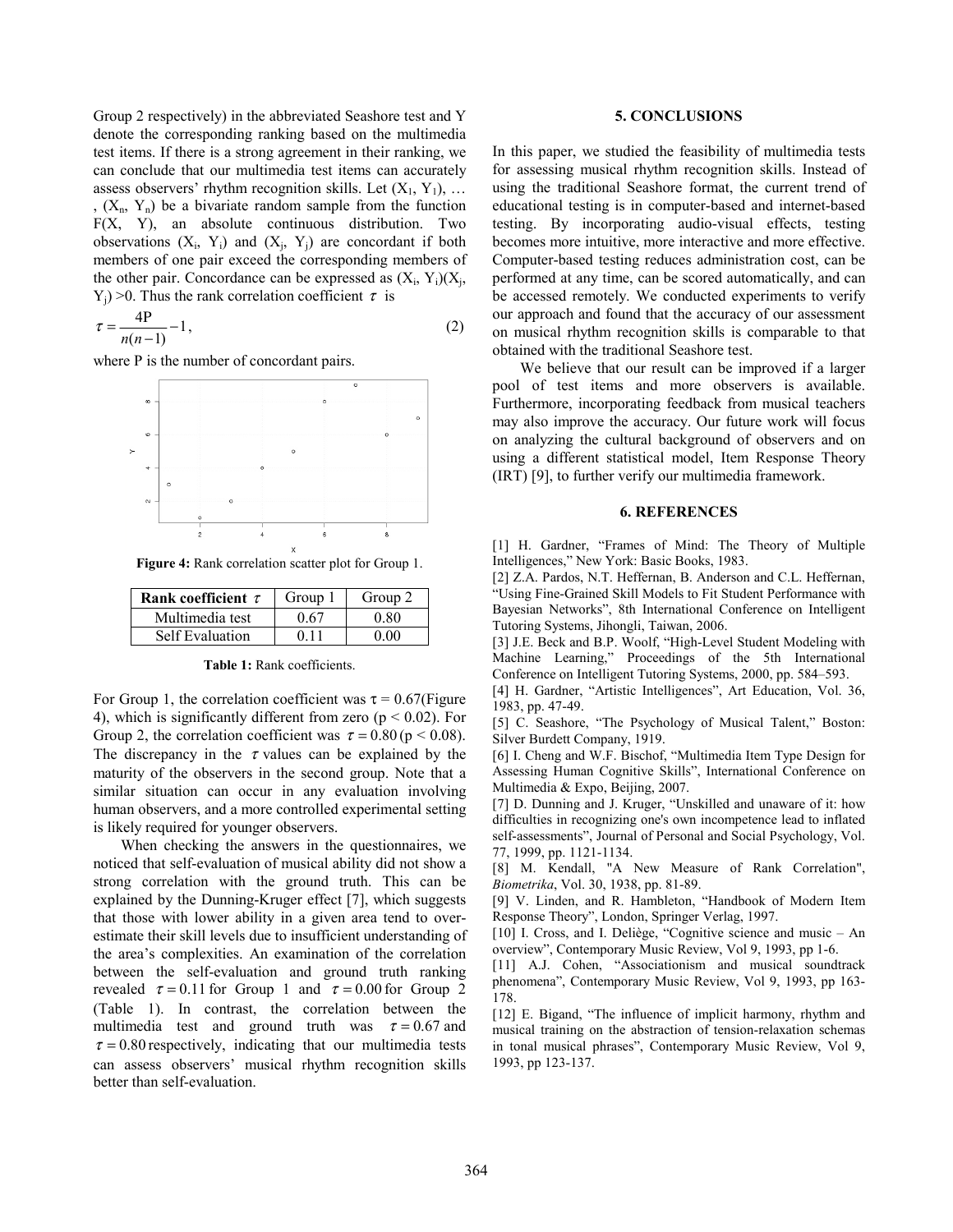Group 2 respectively) in the abbreviated Seashore test and Y denote the corresponding ranking based on the multimedia test items. If there is a strong agreement in their ranking, we can conclude that our multimedia test items can accurately assess observers' rhythm recognition skills. Let $(X_1, Y_1)$, … , $(X_n, Y_n)$ be a bivariate random sample from the function F(X, Y), an absolute continuous distribution. Two observations $(X_i, Y_i)$ and $(X_j, Y_j)$ are concordant if both members of one pair exceed the corresponding members of the other pair. Concordance can be expressed as $(X_i, Y_i)(X_j, Y_j) > 0$. Thus the rank correlation coefficient $\tau$ is

$$\tau = \frac{4P}{n(n-1)} - 1, \tag{2}$$

where P is the number of concordant pairs.

Y
X
2
4
6
8
2
4
6
8

**Figure 4:** Rank correlation scatter plot for Group 1.

| Rank coefficient $\tau$ | Group 1 | Group 2 |
| --- | --- | --- |
| Multimedia test | 0.67 | 0.80 |
| Self Evaluation | 0.11 | 0.00 |

**Table 1:** Rank coefficients.

For Group 1, the correlation coefficient was $\tau = 0.67$(Figure 4), which is significantly different from zero ($p < 0.02$). For Group 2, the correlation coefficient was $\tau = 0.80$ ($p < 0.08$). The discrepancy in the $\tau$ values can be explained by the maturity of the observers in the second group. Note that a similar situation can occur in any evaluation involving human observers, and a more controlled experimental setting is likely required for younger observers.

When checking the answers in the questionnaires, we noticed that self-evaluation of musical ability did not show a strong correlation with the ground truth. This can be explained by the Dunning-Kruger effect [7], which suggests that those with lower ability in a given area tend to over-estimate their skill levels due to insufficient understanding of the area's complexities. An examination of the correlation between the self-evaluation and ground truth ranking revealed $\tau = 0.11$ for Group 1 and $\tau = 0.00$ for Group 2 (Table 1). In contrast, the correlation between the multimedia test and ground truth was $\tau = 0.67$ and $\tau = 0.80$ respectively, indicating that our multimedia tests can assess observers' musical rhythm recognition skills better than self-evaluation.

## 5. CONCLUSIONS

In this paper, we studied the feasibility of multimedia tests for assessing musical rhythm recognition skills. Instead of using the traditional Seashore format, the current trend of educational testing is in computer-based and internet-based testing. By incorporating audio-visual effects, testing becomes more intuitive, more interactive and more effective. Computer-based testing reduces administration cost, can be performed at any time, can be scored automatically, and can be accessed remotely. We conducted experiments to verify our approach and found that the accuracy of our assessment on musical rhythm recognition skills is comparable to that obtained with the traditional Seashore test.

We believe that our result can be improved if a larger pool of test items and more observers is available. Furthermore, incorporating feedback from musical teachers may also improve the accuracy. Our future work will focus on analyzing the cultural background of observers and on using a different statistical model, Item Response Theory (IRT) [9], to further verify our multimedia framework.

## 6. REFERENCES

[1] H. Gardner, "Frames of Mind: The Theory of Multiple Intelligences," New York: Basic Books, 1983.

[2] Z.A. Pardos, N.T. Heffernan, B. Anderson and C.L. Heffernan, "Using Fine-Grained Skill Models to Fit Student Performance with Bayesian Networks", 8th International Conference on Intelligent Tutoring Systems, Jihongli, Taiwan, 2006.

[3] J.E. Beck and B.P. Woolf, "High-Level Student Modeling with Machine Learning," Proceedings of the 5th International Conference on Intelligent Tutoring Systems, 2000, pp. 584–593.

[4] H. Gardner, "Artistic Intelligences", Art Education, Vol. 36, 1983, pp. 47-49.

[5] C. Seashore, "The Psychology of Musical Talent," Boston: Silver Burdett Company, 1919.

[6] I. Cheng and W.F. Bischof, "Multimedia Item Type Design for Assessing Human Cognitive Skills", International Conference on Multimedia & Expo, Beijing, 2007.

[7] D. Dunning and J. Kruger, "Unskilled and unaware of it: how difficulties in recognizing one's own incompetence lead to inflated self-assessments", Journal of Personal and Social Psychology, Vol. 77, 1999, pp. 1121-1134.

[8] M. Kendall, "A New Measure of Rank Correlation", *Biometrika*, Vol. 30, 1938, pp. 81-89.

[9] V. Linden, and R. Hambleton, "Handbook of Modern Item Response Theory", London, Springer Verlag, 1997.

[10] I. Cross, and I. Deliège, "Cognitive science and music – An overview", Contemporary Music Review, Vol 9, 1993, pp 1-6.

[11] A.J. Cohen, "Associationism and musical soundtrack phenomena", Contemporary Music Review, Vol 9, 1993, pp 163-178.

[12] E. Bigand, "The influence of implicit harmony, rhythm and musical training on the abstraction of tension-relaxation schemas in tonal musical phrases", Contemporary Music Review, Vol 9, 1993, pp 123-137.